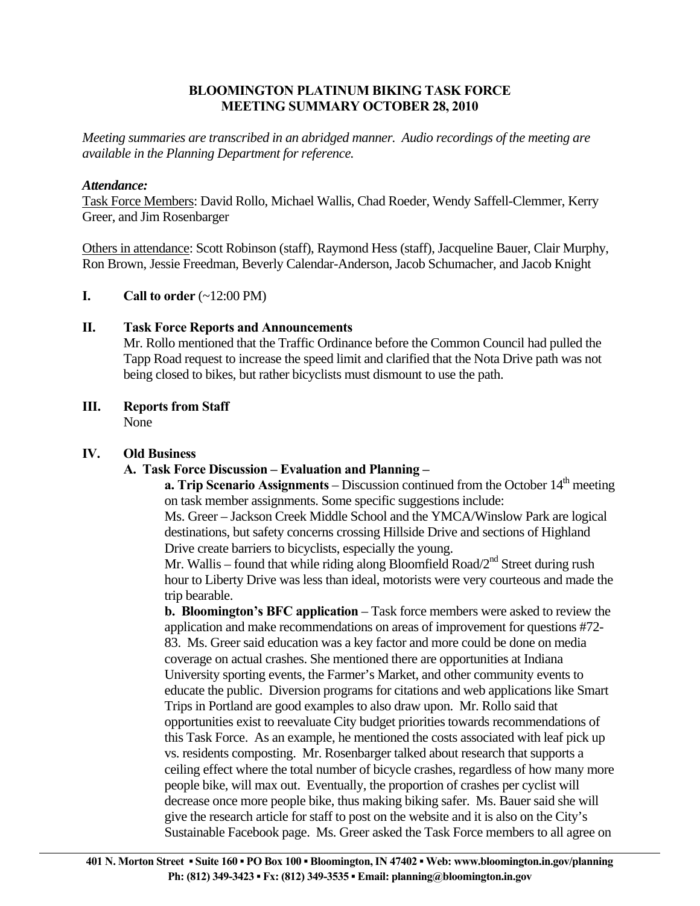# BLOOMINGTON PLATINUM BIKING TASK FORCE
## MEETING SUMMARY OCTOBER 28, 2010

*Meeting summaries are transcribed in an abridged manner. Audio recordings of the meeting are available in the Planning Department for reference.*

***Attendance:***

Task Force Members: David Rollo, Michael Wallis, Chad Roeder, Wendy Saffell-Clemmer, Kerry Greer, and Jim Rosenbarger

Others in attendance: Scott Robinson (staff), Raymond Hess (staff), Jacqueline Bauer, Clair Murphy, Ron Brown, Jessie Freedman, Beverly Calendar-Anderson, Jacob Schumacher, and Jacob Knight

**I. Call to order** (~12:00 PM)

**II. Task Force Reports and Announcements**

Mr. Rollo mentioned that the Traffic Ordinance before the Common Council had pulled the Tapp Road request to increase the speed limit and clarified that the Nota Drive path was not being closed to bikes, but rather bicyclists must dismount to use the path.

**III. Reports from Staff**

None

**IV. Old Business**

**A. Task Force Discussion – Evaluation and Planning –**

**a. Trip Scenario Assignments** – Discussion continued from the October 14th meeting on task member assignments. Some specific suggestions include:

Ms. Greer – Jackson Creek Middle School and the YMCA/Winslow Park are logical destinations, but safety concerns crossing Hillside Drive and sections of Highland Drive create barriers to bicyclists, especially the young.

Mr. Wallis – found that while riding along Bloomfield Road/2nd Street during rush hour to Liberty Drive was less than ideal, motorists were very courteous and made the trip bearable.

**b. Bloomington's BFC application** – Task force members were asked to review the application and make recommendations on areas of improvement for questions #72-83. Ms. Greer said education was a key factor and more could be done on media coverage on actual crashes. She mentioned there are opportunities at Indiana University sporting events, the Farmer's Market, and other community events to educate the public. Diversion programs for citations and web applications like Smart Trips in Portland are good examples to also draw upon. Mr. Rollo said that opportunities exist to reevaluate City budget priorities towards recommendations of this Task Force. As an example, he mentioned the costs associated with leaf pick up vs. residents composting. Mr. Rosenbarger talked about research that supports a ceiling effect where the total number of bicycle crashes, regardless of how many more people bike, will max out. Eventually, the proportion of crashes per cyclist will decrease once more people bike, thus making biking safer. Ms. Bauer said she will give the research article for staff to post on the website and it is also on the City's Sustainable Facebook page. Ms. Greer asked the Task Force members to all agree on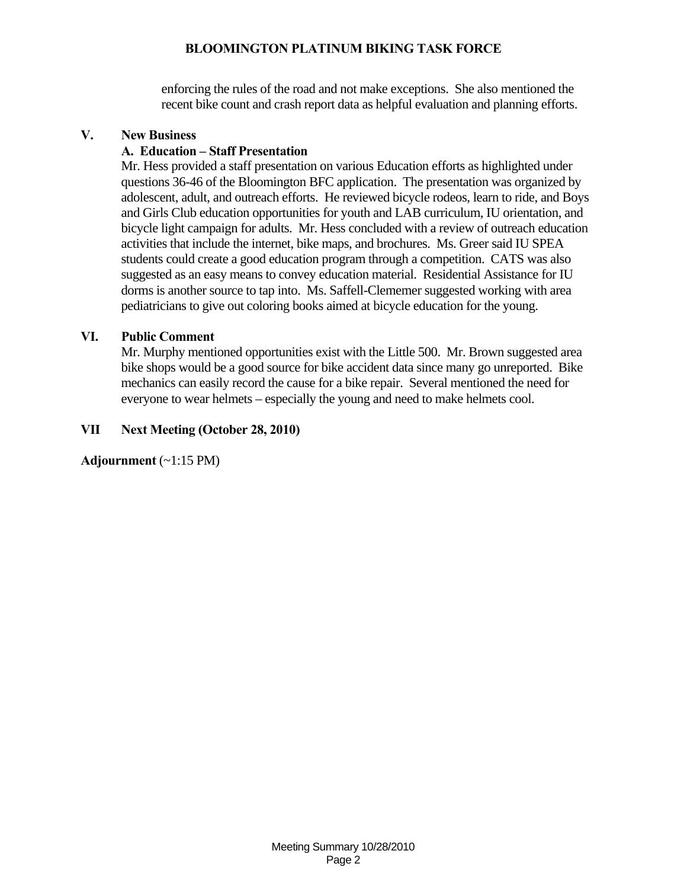enforcing the rules of the road and not make exceptions. She also mentioned the recent bike count and crash report data as helpful evaluation and planning efforts.

## V. New Business

### A. Education – Staff Presentation

Mr. Hess provided a staff presentation on various Education efforts as highlighted under questions 36-46 of the Bloomington BFC application. The presentation was organized by adolescent, adult, and outreach efforts. He reviewed bicycle rodeos, learn to ride, and Boys and Girls Club education opportunities for youth and LAB curriculum, IU orientation, and bicycle light campaign for adults. Mr. Hess concluded with a review of outreach education activities that include the internet, bike maps, and brochures. Ms. Greer said IU SPEA students could create a good education program through a competition. CATS was also suggested as an easy means to convey education material. Residential Assistance for IU dorms is another source to tap into. Ms. Saffell-Clememer suggested working with area pediatricians to give out coloring books aimed at bicycle education for the young.

## VI. Public Comment

Mr. Murphy mentioned opportunities exist with the Little 500. Mr. Brown suggested area bike shops would be a good source for bike accident data since many go unreported. Bike mechanics can easily record the cause for a bike repair. Several mentioned the need for everyone to wear helmets – especially the young and need to make helmets cool.

## VII Next Meeting (October 28, 2010)

**Adjournment** (~1:15 PM)